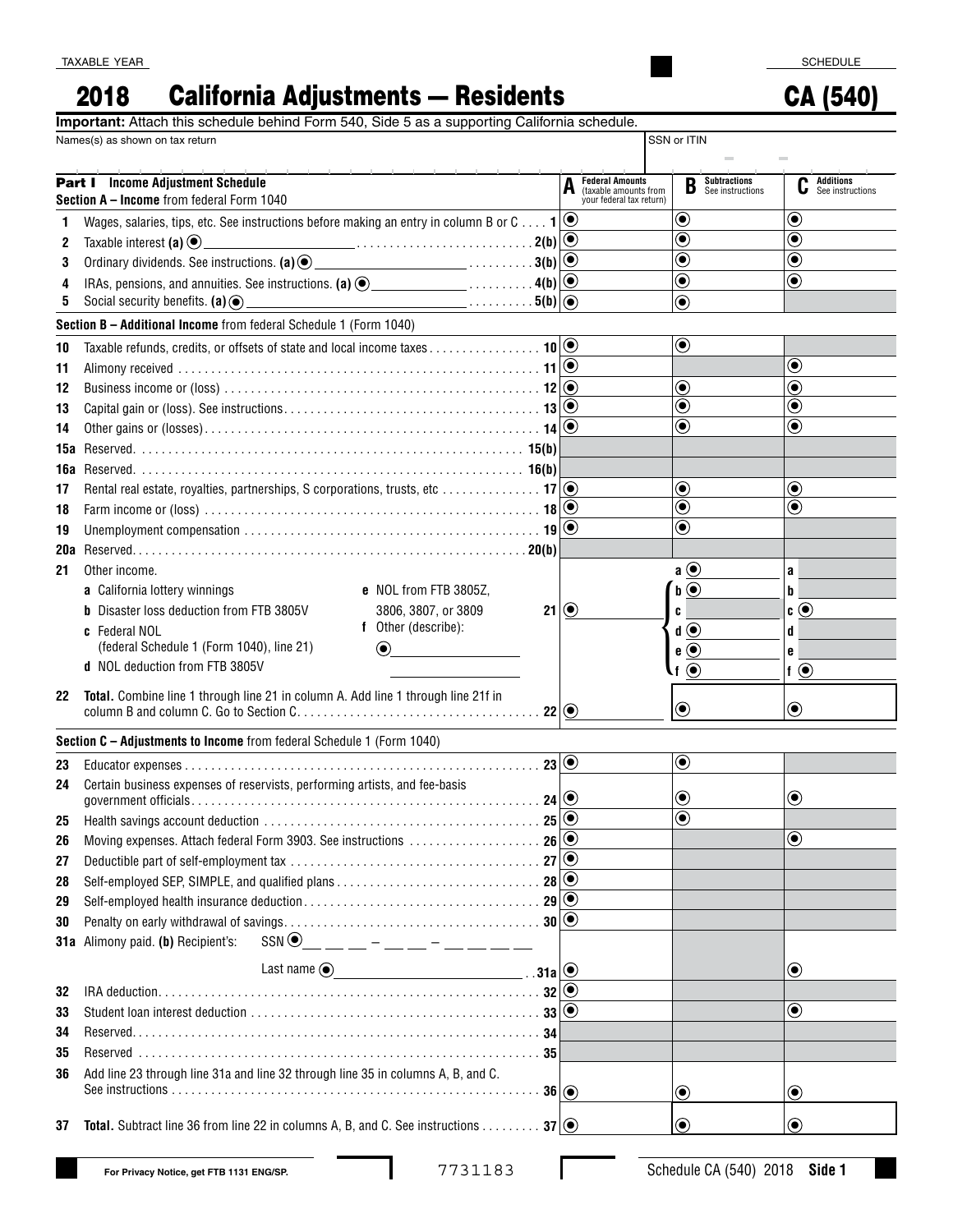TAXABLE YEAR

# 2018 California Adjustments — Residents

SCHEDULE

# CA (540)

**Important:** Attach this schedule behind Form 540, Side 5 as a supporting California schedule.

Names(s) as shown on tax return | SSN or ITIN

## Part I Income Adjustment Schedule

| **Section A – Income** from federal Form 1040 | **A** Federal Amounts (taxable amounts from your federal tax return) | **B** Subtractions See instructions | **C** Additions See instructions |
|---|---|---|---|
| **1** Wages, salaries, tips, etc. See instructions before making an entry in column B or C . . . . 1 | ⦿ | ⦿ | ⦿ |
| **2** Taxable interest (a) ⦿ ________ . . . . . 2(b) | ⦿ | ⦿ | ⦿ |
| **3** Ordinary dividends. See instructions. (a) ⦿ ________ . . . . . 3(b) | ⦿ | ⦿ | ⦿ |
| **4** IRAs, pensions, and annuities. See instructions. (a) ⦿ ________ . . . . . 4(b) | ⦿ | ⦿ | ⦿ |
| **5** Social security benefits. (a) ⦿ ________ . . . . . 5(b) | ⦿ | ⦿ | |
| **Section B – Additional Income** from federal Schedule 1 (Form 1040) | | | |
| **10** Taxable refunds, credits, or offsets of state and local income taxes . . . . . 10 | ⦿ | ⦿ | |
| **11** Alimony received . . . . . 11 | ⦿ | | ⦿ |
| **12** Business income or (loss) . . . . . 12 | ⦿ | ⦿ | ⦿ |
| **13** Capital gain or (loss). See instructions . . . . . 13 | ⦿ | ⦿ | ⦿ |
| **14** Other gains or (losses) . . . . . 14 | ⦿ | ⦿ | ⦿ |
| **15a** Reserved . . . . . 15(b) | | | |
| **16a** Reserved . . . . . 16(b) | | | |
| **17** Rental real estate, royalties, partnerships, S corporations, trusts, etc . . . . . 17 | ⦿ | ⦿ | ⦿ |
| **18** Farm income or (loss) . . . . . 18 | ⦿ | ⦿ | ⦿ |
| **19** Unemployment compensation . . . . . 19 | ⦿ | ⦿ | |
| **20a** Reserved . . . . . 20(b) | | | |
| **21** Other income.<br>**a** California lottery winnings<br>**b** Disaster loss deduction from FTB 3805V<br>**c** Federal NOL (federal Schedule 1 (Form 1040), line 21)<br>**d** NOL deduction from FTB 3805V<br>**e** NOL from FTB 3805Z, 3806, 3807, or 3809<br>**f** Other (describe): ⦿ ________ . . . . . 21 | ⦿ | a ⦿<br>b ⦿<br>c<br>d ⦿<br>e ⦿<br>f ⦿ | a<br>b<br>c ⦿<br>d<br>e<br>f ⦿ |
| **22** **Total.** Combine line 1 through line 21 in column A. Add line 1 through line 21f in column B and column C. Go to Section C . . . . . 22 | ⦿ | ⦿ | ⦿ |
| **Section C – Adjustments to Income** from federal Schedule 1 (Form 1040) | | | |
| **23** Educator expenses . . . . . 23 | ⦿ | ⦿ | |
| **24** Certain business expenses of reservists, performing artists, and fee-basis government officials . . . . . 24 | ⦿ | ⦿ | ⦿ |
| **25** Health savings account deduction . . . . . 25 | ⦿ | ⦿ | |
| **26** Moving expenses. Attach federal Form 3903. See instructions . . . . . 26 | ⦿ | | ⦿ |
| **27** Deductible part of self-employment tax . . . . . 27 | ⦿ | | |
| **28** Self-employed SEP, SIMPLE, and qualified plans . . . . . 28 | ⦿ | | |
| **29** Self-employed health insurance deduction . . . . . 29 | ⦿ | | |
| **30** Penalty on early withdrawal of savings . . . . . 30 | ⦿ | | |
| **31a** Alimony paid. (b) Recipient's: SSN ⦿ ___ ___ ___ – ___ ___ – ___ ___ ___ ___<br>Last name ⦿ ________ . . 31a | ⦿ | | ⦿ |
| **32** IRA deduction . . . . . 32 | ⦿ | | |
| **33** Student loan interest deduction . . . . . 33 | ⦿ | | ⦿ |
| **34** Reserved . . . . . 34 | | | |
| **35** Reserved . . . . . 35 | | | |
| **36** Add line 23 through line 31a and line 32 through line 35 in columns A, B, and C. See instructions . . . . . 36 | ⦿ | ⦿ | ⦿ |
| **37** **Total.** Subtract line 36 from line 22 in columns A, B, and C. See instructions . . . . . 37 | ⦿ | ⦿ | ⦿ |

For Privacy Notice, get FTB 1131 ENG/SP.

7731183

Schedule CA (540) 2018 **Side 1**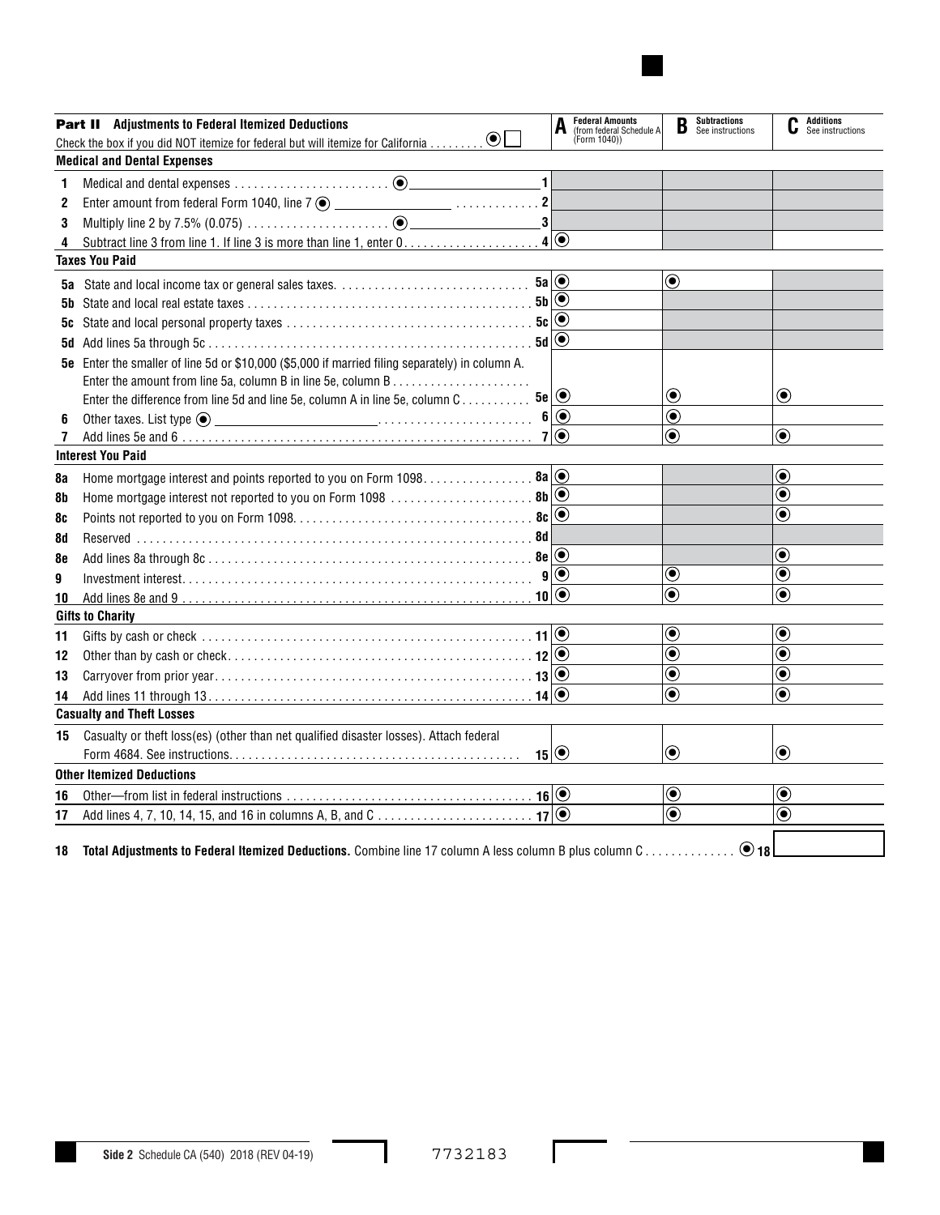## Part II Adjustments to Federal Itemized Deductions

Check the box if you did NOT itemize for federal but will itemize for California . . . . . . . . . ☐

| | | A Federal Amounts (from federal Schedule A (Form 1040)) | B Subtractions See instructions | C Additions See instructions |
|---|---|---|---|---|
| **Medical and Dental Expenses** | | | | |
| 1 | Medical and dental expenses . . . . . . . . . . . . . . . . . . . . . . . . ______ 1 | | | |
| 2 | Enter amount from federal Form 1040, line 7 ______ . . . . . . . . . . . . 2 | | | |
| 3 | Multiply line 2 by 7.5% (0.075) . . . . . . . . . . . . . . . . . . . . . . ______ 3 | | | |
| 4 | Subtract line 3 from line 1. If line 3 is more than line 1, enter 0 . . . . . . . . . . . . . . . . . . . . 4 | | | |
| **Taxes You Paid** | | | | |
| 5a | State and local income tax or general sales taxes. . . . . . . . . . . . . . . . . . . . . . . . . . . . . 5a | | | |
| 5b | State and local real estate taxes . . . . . . . . . . . . . . . . . . . . . . . . . . . . . . . . . . . . . . . . . . . 5b | | | |
| 5c | State and local personal property taxes . . . . . . . . . . . . . . . . . . . . . . . . . . . . . . . . . . . . . 5c | | | |
| 5d | Add lines 5a through 5c . . . . . . . . . . . . . . . . . . . . . . . . . . . . . . . . . . . . . . . . . . . . . . . . 5d | | | |
| 5e | Enter the smaller of line 5d or $10,000 ($5,000 if married filing separately) in column A. Enter the amount from line 5a, column B in line 5e, column B . . . . . . . . . . . . . . . . . . . . . . Enter the difference from line 5d and line 5e, column A in line 5e, column C . . . . . . . . . . . 5e | | | |
| 6 | Other taxes. List type ______ . . . . . . . . . . . . . . . . . . . . . . . . 6 | | | |
| 7 | Add lines 5e and 6 . . . . . . . . . . . . . . . . . . . . . . . . . . . . . . . . . . . . . . . . . . . . . . . . . . . . 7 | | | |
| **Interest You Paid** | | | | |
| 8a | Home mortgage interest and points reported to you on Form 1098. . . . . . . . . . . . . . . . . 8a | | | |
| 8b | Home mortgage interest not reported to you on Form 1098 . . . . . . . . . . . . . . . . . . . . . . 8b | | | |
| 8c | Points not reported to you on Form 1098. . . . . . . . . . . . . . . . . . . . . . . . . . . . . . . . . . . . 8c | | | |
| 8d | Reserved . . . . . . . . . . . . . . . . . . . . . . . . . . . . . . . . . . . . . . . . . . . . . . . . . . . . . . . . . . . . 8d | | | |
| 8e | Add lines 8a through 8c . . . . . . . . . . . . . . . . . . . . . . . . . . . . . . . . . . . . . . . . . . . . . . . . . 8e | | | |
| 9 | Investment interest. . . . . . . . . . . . . . . . . . . . . . . . . . . . . . . . . . . . . . . . . . . . . . . . . . . . . 9 | | | |
| 10 | Add lines 8e and 9 . . . . . . . . . . . . . . . . . . . . . . . . . . . . . . . . . . . . . . . . . . . . . . . . . . . . 10 | | | |
| **Gifts to Charity** | | | | |
| 11 | Gifts by cash or check . . . . . . . . . . . . . . . . . . . . . . . . . . . . . . . . . . . . . . . . . . . . . . . . . . 11 | | | |
| 12 | Other than by cash or check. . . . . . . . . . . . . . . . . . . . . . . . . . . . . . . . . . . . . . . . . . . . . . 12 | | | |
| 13 | Carryover from prior year. . . . . . . . . . . . . . . . . . . . . . . . . . . . . . . . . . . . . . . . . . . . . . . . 13 | | | |
| 14 | Add lines 11 through 13. . . . . . . . . . . . . . . . . . . . . . . . . . . . . . . . . . . . . . . . . . . . . . . . . 14 | | | |
| **Casualty and Theft Losses** | | | | |
| 15 | Casualty or theft loss(es) (other than net qualified disaster losses). Attach federal Form 4684. See instructions. . . . . . . . . . . . . . . . . . . . . . . . . . . . . . . . . . . . . . . . . . . . 15 | | | |
| **Other Itemized Deductions** | | | | |
| 16 | Other—from list in federal instructions . . . . . . . . . . . . . . . . . . . . . . . . . . . . . . . . . . . . . . 16 | | | |
| 17 | Add lines 4, 7, 10, 14, 15, and 16 in columns A, B, and C . . . . . . . . . . . . . . . . . . . . . . . . 17 | | | |

**18 Total Adjustments to Federal Itemized Deductions.** Combine line 17 column A less column B plus column C . . . . . . . . . . . . . . 18 ______

Side 2 Schedule CA (540) 2018 (REV 04-19)

7732183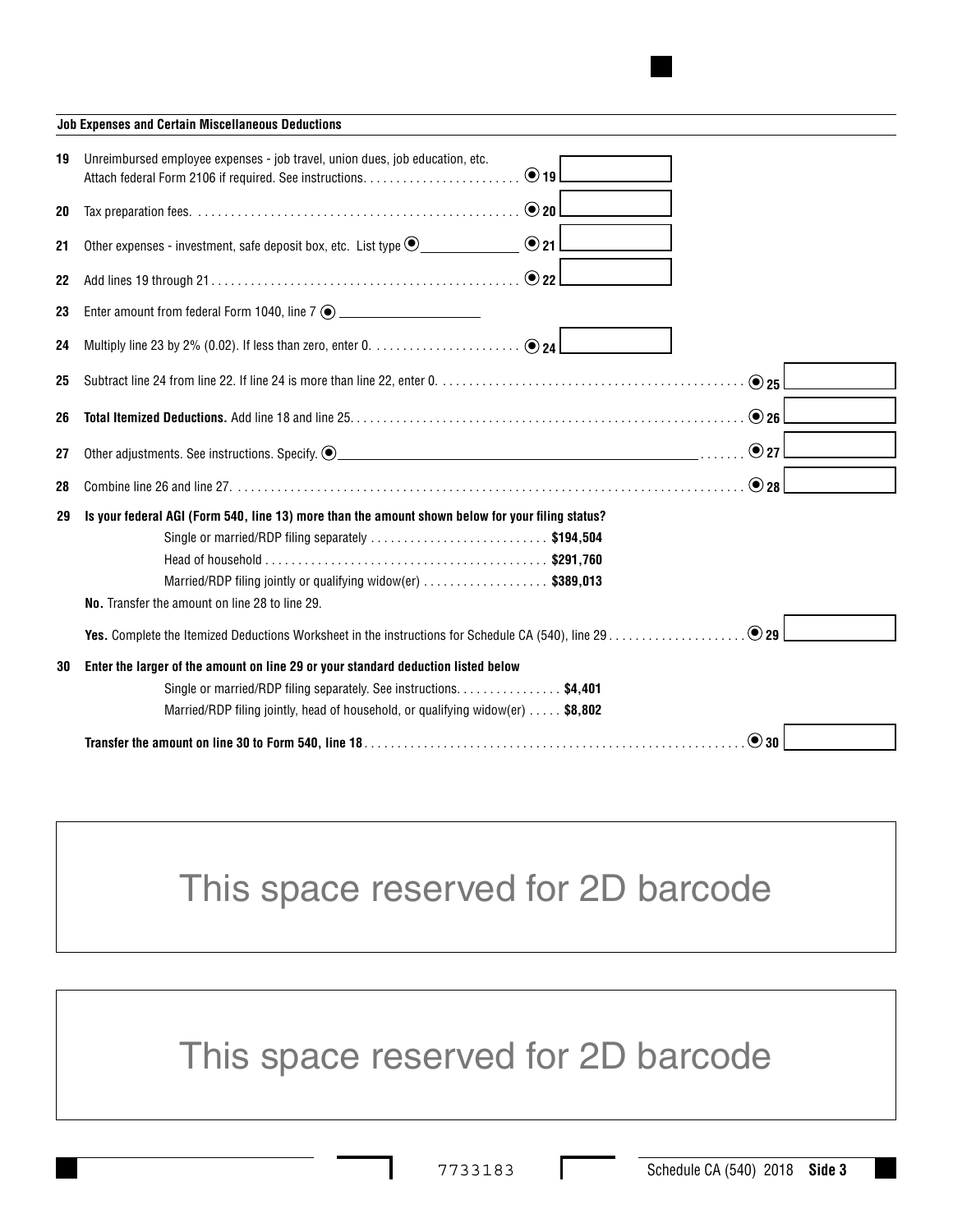**Job Expenses and Certain Miscellaneous Deductions**

**19** Unreimbursed employee expenses - job travel, union dues, job education, etc. Attach federal Form 2106 if required. See instructions. . . . . . . . . . . . . . . . . . . . . . . . **19** ______

**20** Tax preparation fees. . . . . . . . . . . . . . . . . . . . . . . . . . . . . . . . . . . . . . . . . . . . . . . . . . **20** ______

**21** Other expenses - investment, safe deposit box, etc. List type ______ **21** ______

**22** Add lines 19 through 21 . . . . . . . . . . . . . . . . . . . . . . . . . . . . . . . . . . . . . . . . . . . . . . **22** ______

**23** Enter amount from federal Form 1040, line 7 ______

**24** Multiply line 23 by 2% (0.02). If less than zero, enter 0. . . . . . . . . . . . . . . . . . . . . . . **24** ______

**25** Subtract line 24 from line 22. If line 24 is more than line 22, enter 0. . . . . . . . . . . . . . . . . . . . . . . . . . . . . . . . . . . . . . . . . . . . . . **25** ______

**26** **Total Itemized Deductions.** Add line 18 and line 25. . . . . . . . . . . . . . . . . . . . . . . . . . . . . . . . . . . . . . . . . . . . . . . . . . . . . . . . . . . **26** ______

**27** Other adjustments. See instructions. Specify. ______ . . . . . . . **27** ______

**28** Combine line 26 and line 27. . . . . . . . . . . . . . . . . . . . . . . . . . . . . . . . . . . . . . . . . . . . . . . . . . . . . . . . . . . . . . . . . . . . . . . . . . . . . **28** ______

**29** **Is your federal AGI (Form 540, line 13) more than the amount shown below for your filing status?**

Single or married/RDP filing separately . . . . . . . . . . . . . . . . . . . . . . . . . . . **$194,504**
Head of household . . . . . . . . . . . . . . . . . . . . . . . . . . . . . . . . . . . . . . . . . . . **$291,760**
Married/RDP filing jointly or qualifying widow(er) . . . . . . . . . . . . . . . . . . . **$389,013**

**No.** Transfer the amount on line 28 to line 29.

**Yes.** Complete the Itemized Deductions Worksheet in the instructions for Schedule CA (540), line 29 . . . . . . . . . . . . . . . . . . . . **29** ______

**30** **Enter the larger of the amount on line 29 or your standard deduction listed below**

Single or married/RDP filing separately. See instructions. . . . . . . . . . . . . . . . **$4,401**
Married/RDP filing jointly, head of household, or qualifying widow(er) . . . . . **$8,802**

**Transfer the amount on line 30 to Form 540, line 18** . . . . . . . . . . . . . . . . . . . . . . . . . . . . . . . . . . . . . . . . . . . . . . . . . . . . . . . . . **30** ______

This space reserved for 2D barcode

This space reserved for 2D barcode

7733183

Schedule CA (540) 2018 **Side 3**